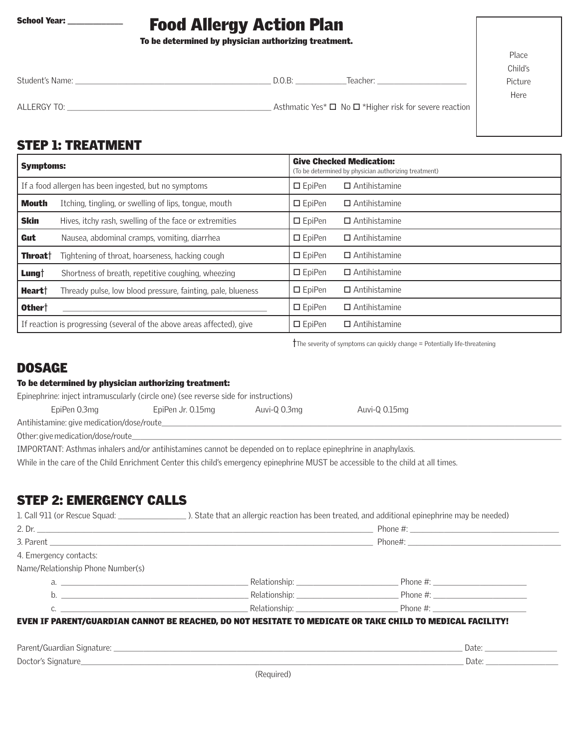School Year: ____________

# Food Allergy Action Plan

**To be determined by physician authorizing treatment.**

Place Child's Picture Here

Student's Name: ________________________________________ D.O.B: ____________ Teacher: ______________________

ALLERGY TO: ________________________________________ Asthmatic Yes* ☐ No ☐ *Higher risk for severe reaction

## STEP 1: TREATMENT

| **Symptoms:** | **Give Checked Medication:** (To be determined by physician authorizing treatment) |
|---|---|
| If a food allergen has been ingested, but no symptoms | ☐ EpiPen ☐ Antihistamine |
| **Mouth** Itching, tingling, or swelling of lips, tongue, mouth | ☐ EpiPen ☐ Antihistamine |
| **Skin** Hives, itchy rash, swelling of the face or extremities | ☐ EpiPen ☐ Antihistamine |
| **Gut** Nausea, abdominal cramps, vomiting, diarrhea | ☐ EpiPen ☐ Antihistamine |
| **Throat†** Tightening of throat, hoarseness, hacking cough | ☐ EpiPen ☐ Antihistamine |
| **Lung†** Shortness of breath, repetitive coughing, wheezing | ☐ EpiPen ☐ Antihistamine |
| **Heart†** Thready pulse, low blood pressure, fainting, pale, blueness | ☐ EpiPen ☐ Antihistamine |
| **Other†** ________________________________________ | ☐ EpiPen ☐ Antihistamine |
| If reaction is progressing (several of the above areas affected), give | ☐ EpiPen ☐ Antihistamine |

†The severity of symptoms can quickly change = Potentially life-threatening

## DOSAGE

**To be determined by physician authorizing treatment:**

Epinephrine: inject intramuscularly (circle one) (see reverse side for instructions)

EpiPen 0.3mg     EpiPen Jr. 0.15mg     Auvi-Q 0.3mg     Auvi-Q 0.15mg

Antihistamine: give medication/dose/route________________________________________

Other: give medication/dose/route________________________________________

IMPORTANT: Asthmas inhalers and/or antihistamines cannot be depended on to replace epinephrine in anaphylaxis.

While in the care of the Child Enrichment Center this child's emergency epinephrine MUST be accessible to the child at all times.

## STEP 2: EMERGENCY CALLS

1. Call 911 (or Rescue Squad: _______________ ). State that an allergic reaction has been treated, and additional epinephrine may be needed)
2. Dr. ________________________________________ Phone #: ______________________
3. Parent ________________________________________ Phone#: ______________________
4. Emergency contacts:

Name/Relationship Phone Number(s)

a. ______________________________ Relationship: ____________________ Phone #: ____________________

b. ______________________________ Relationship: ____________________ Phone #: ____________________

c. ______________________________ Relationship: ____________________ Phone #: ____________________

**EVEN IF PARENT/GUARDIAN CANNOT BE REACHED, DO NOT HESITATE TO MEDICATE OR TAKE CHILD TO MEDICAL FACILITY!**

Parent/Guardian Signature: ________________________________________ Date: ______________

Doctor's Signature________________________________________ Date: ______________

(Required)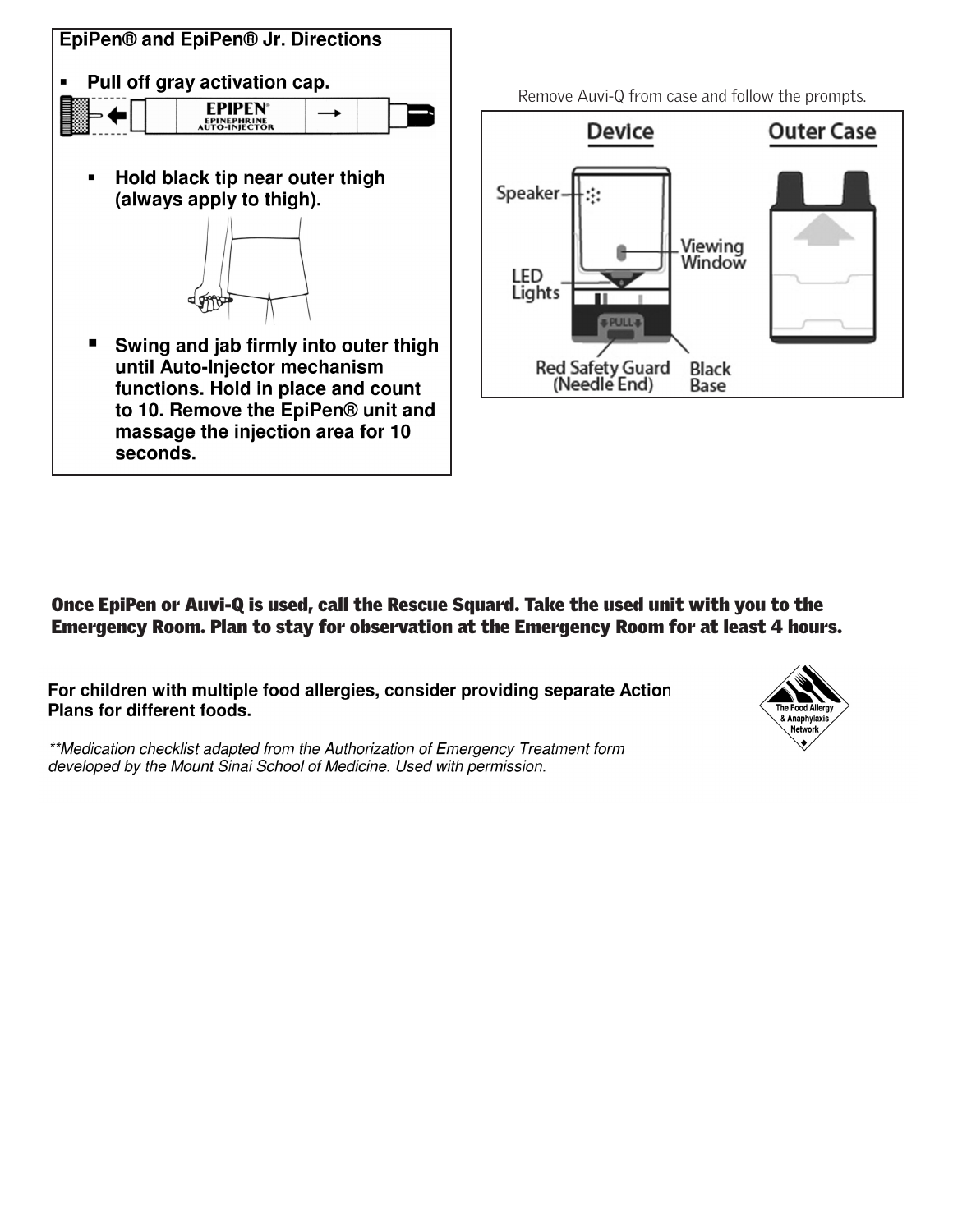**EpiPen® and EpiPen® Jr. Directions**

- **Pull off gray activation cap.**

EPIPEN®
EPINEPHRINE
AUTO-INJECTOR

- **Hold black tip near outer thigh (always apply to thigh).**

- **Swing and jab firmly into outer thigh until Auto-Injector mechanism functions. Hold in place and count to 10. Remove the EpiPen® unit and massage the injection area for 10 seconds.**

Remove Auvi-Q from case and follow the prompts.

Device
Outer Case
Speaker
Viewing Window
LED Lights
PULL
Red Safety Guard (Needle End)
Black Base

**Once EpiPen or Auvi-Q is used, call the Rescue Squad. Take the used unit with you to the Emergency Room. Plan to stay for observation at the Emergency Room for at least 4 hours.**

**For children with multiple food allergies, consider providing separate Action Plans for different foods.**

*\*\*Medication checklist adapted from the Authorization of Emergency Treatment form developed by the Mount Sinai School of Medicine. Used with permission.*

The Food Allergy & Anaphylaxis Network